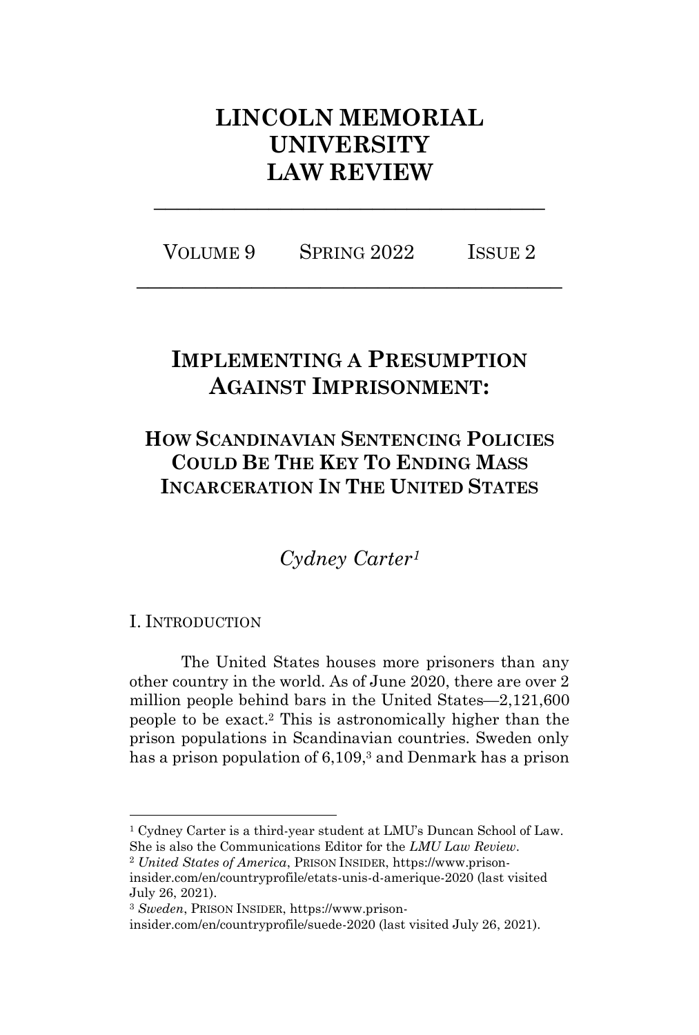# LINCOLN MEMORIAL UNIVERSITY LAW REVIEW

VOLUME 9 SPRING 2022 ISSUE 2

## IMPLEMENTING A PRESUMPTION AGAINST IMPRISONMENT:

### HOW SCANDINAVIAN SENTENCING POLICIES COULD BE THE KEY TO ENDING MASS INCARCERATION IN THE UNITED STATES

*Cydney Carter*[1]

I. INTRODUCTION

The United States houses more prisoners than any other country in the world. As of June 2020, there are over 2 million people behind bars in the United States—2,121,600 people to be exact.[2] This is astronomically higher than the prison populations in Scandinavian countries. Sweden only has a prison population of 6,109,[3] and Denmark has a prison

---

[1] Cydney Carter is a third-year student at LMU's Duncan School of Law. She is also the Communications Editor for the *LMU Law Review*.

[2] *United States of America*, PRISON INSIDER, https://www.prison-insider.com/en/countryprofile/etats-unis-d-amerique-2020 (last visited July 26, 2021).

[3] *Sweden*, PRISON INSIDER, https://www.prison-insider.com/en/countryprofile/suede-2020 (last visited July 26, 2021).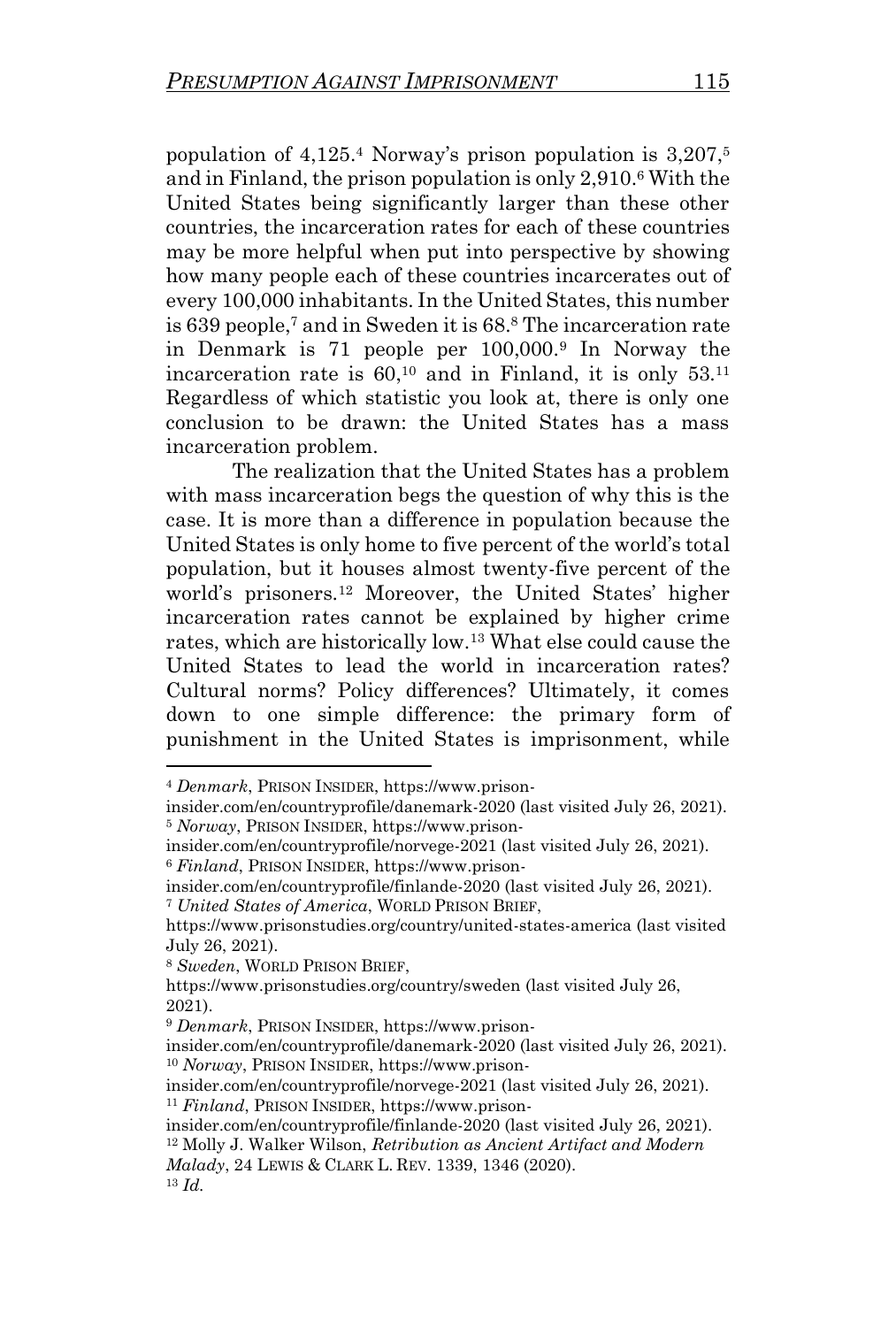population of 4,125.[4] Norway's prison population is 3,207,[5] and in Finland, the prison population is only 2,910.[6] With the United States being significantly larger than these other countries, the incarceration rates for each of these countries may be more helpful when put into perspective by showing how many people each of these countries incarcerates out of every 100,000 inhabitants. In the United States, this number is 639 people,[7] and in Sweden it is 68.[8] The incarceration rate in Denmark is 71 people per 100,000.[9] In Norway the incarceration rate is 60,[10] and in Finland, it is only 53.[11] Regardless of which statistic you look at, there is only one conclusion to be drawn: the United States has a mass incarceration problem.

The realization that the United States has a problem with mass incarceration begs the question of why this is the case. It is more than a difference in population because the United States is only home to five percent of the world's total population, but it houses almost twenty-five percent of the world's prisoners.[12] Moreover, the United States' higher incarceration rates cannot be explained by higher crime rates, which are historically low.[13] What else could cause the United States to lead the world in incarceration rates? Cultural norms? Policy differences? Ultimately, it comes down to one simple difference: the primary form of punishment in the United States is imprisonment, while

---

[4] *Denmark*, PRISON INSIDER, https://www.prison-insider.com/en/countryprofile/danemark-2020 (last visited July 26, 2021).

[5] *Norway*, PRISON INSIDER, https://www.prison-insider.com/en/countryprofile/norvege-2021 (last visited July 26, 2021).

[6] *Finland*, PRISON INSIDER, https://www.prison-insider.com/en/countryprofile/finlande-2020 (last visited July 26, 2021).

[7] *United States of America*, WORLD PRISON BRIEF, https://www.prisonstudies.org/country/united-states-america (last visited July 26, 2021).

[8] *Sweden*, WORLD PRISON BRIEF, https://www.prisonstudies.org/country/sweden (last visited July 26, 2021).

[9] *Denmark*, PRISON INSIDER, https://www.prison-insider.com/en/countryprofile/danemark-2020 (last visited July 26, 2021).

[10] *Norway*, PRISON INSIDER, https://www.prison-insider.com/en/countryprofile/norvege-2021 (last visited July 26, 2021).

[11] *Finland*, PRISON INSIDER, https://www.prison-insider.com/en/countryprofile/finlande-2020 (last visited July 26, 2021).

[12] Molly J. Walker Wilson, *Retribution as Ancient Artifact and Modern Malady*, 24 LEWIS & CLARK L. REV. 1339, 1346 (2020).

[13] *Id.*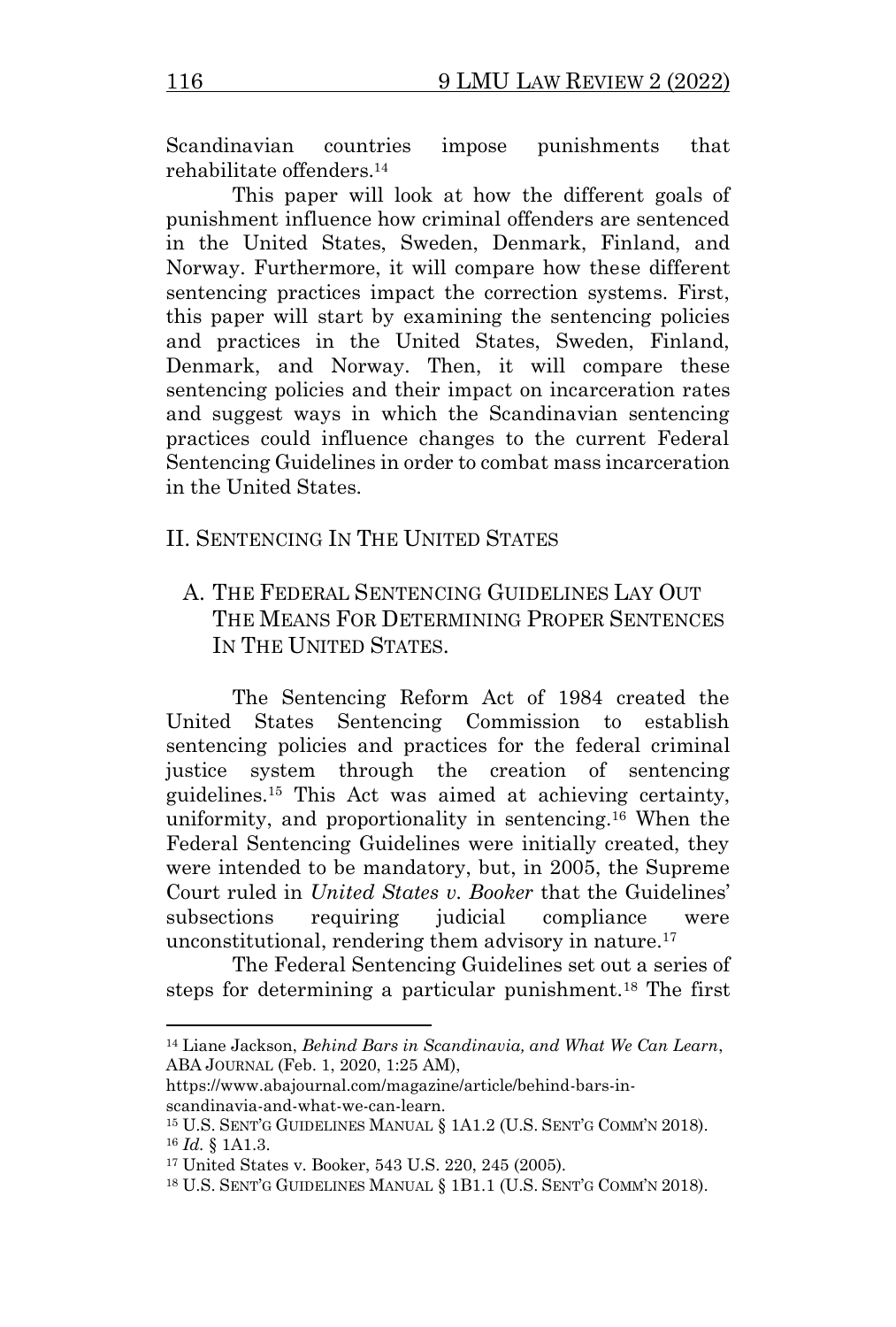Scandinavian countries impose punishments that rehabilitate offenders.[14]

This paper will look at how the different goals of punishment influence how criminal offenders are sentenced in the United States, Sweden, Denmark, Finland, and Norway. Furthermore, it will compare how these different sentencing practices impact the correction systems. First, this paper will start by examining the sentencing policies and practices in the United States, Sweden, Finland, Denmark, and Norway. Then, it will compare these sentencing policies and their impact on incarceration rates and suggest ways in which the Scandinavian sentencing practices could influence changes to the current Federal Sentencing Guidelines in order to combat mass incarceration in the United States.

## II. Sentencing In The United States

### A. The Federal Sentencing Guidelines Lay Out The Means For Determining Proper Sentences In The United States.

The Sentencing Reform Act of 1984 created the United States Sentencing Commission to establish sentencing policies and practices for the federal criminal justice system through the creation of sentencing guidelines.[15] This Act was aimed at achieving certainty, uniformity, and proportionality in sentencing.[16] When the Federal Sentencing Guidelines were initially created, they were intended to be mandatory, but, in 2005, the Supreme Court ruled in *United States v. Booker* that the Guidelines' subsections requiring judicial compliance were unconstitutional, rendering them advisory in nature.[17]

The Federal Sentencing Guidelines set out a series of steps for determining a particular punishment.[18] The first

---

[14] Liane Jackson, *Behind Bars in Scandinavia, and What We Can Learn*, ABA JOURNAL (Feb. 1, 2020, 1:25 AM), https://www.abajournal.com/magazine/article/behind-bars-in-scandinavia-and-what-we-can-learn.

[15] U.S. SENT'G GUIDELINES MANUAL § 1A1.2 (U.S. SENT'G COMM'N 2018).

[16] *Id.* § 1A1.3.

[17] United States v. Booker, 543 U.S. 220, 245 (2005).

[18] U.S. SENT'G GUIDELINES MANUAL § 1B1.1 (U.S. SENT'G COMM'N 2018).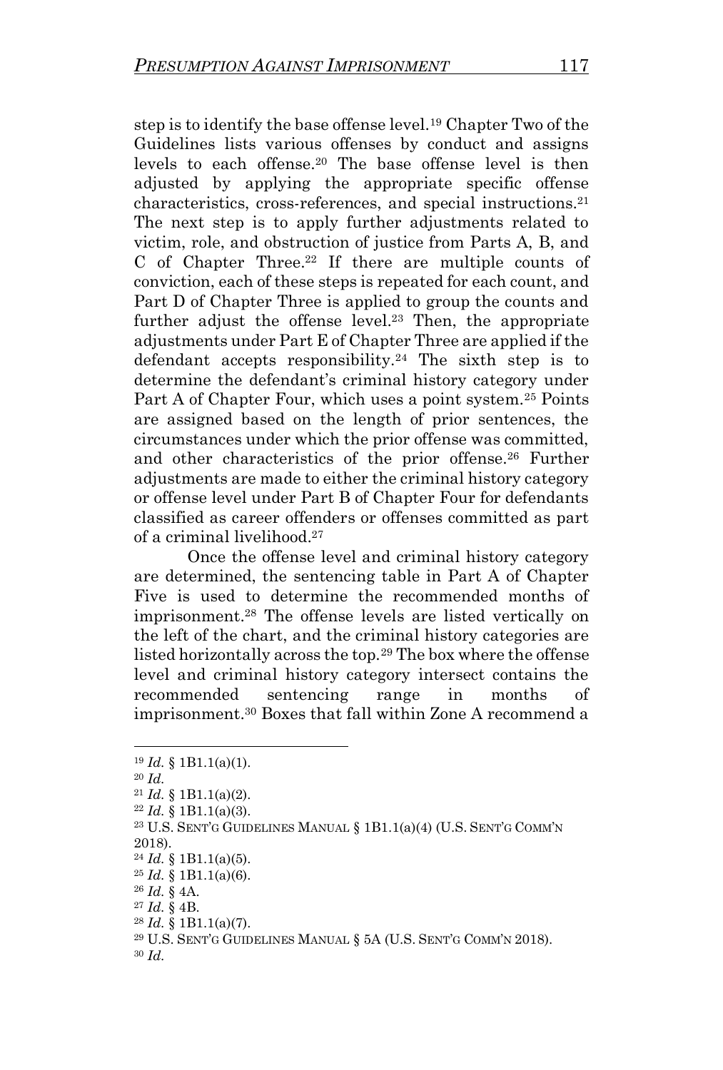step is to identify the base offense level.[19] Chapter Two of the Guidelines lists various offenses by conduct and assigns levels to each offense.[20] The base offense level is then adjusted by applying the appropriate specific offense characteristics, cross-references, and special instructions.[21] The next step is to apply further adjustments related to victim, role, and obstruction of justice from Parts A, B, and C of Chapter Three.[22] If there are multiple counts of conviction, each of these steps is repeated for each count, and Part D of Chapter Three is applied to group the counts and further adjust the offense level.[23] Then, the appropriate adjustments under Part E of Chapter Three are applied if the defendant accepts responsibility.[24] The sixth step is to determine the defendant's criminal history category under Part A of Chapter Four, which uses a point system.[25] Points are assigned based on the length of prior sentences, the circumstances under which the prior offense was committed, and other characteristics of the prior offense.[26] Further adjustments are made to either the criminal history category or offense level under Part B of Chapter Four for defendants classified as career offenders or offenses committed as part of a criminal livelihood.[27]

Once the offense level and criminal history category are determined, the sentencing table in Part A of Chapter Five is used to determine the recommended months of imprisonment.[28] The offense levels are listed vertically on the left of the chart, and the criminal history categories are listed horizontally across the top.[29] The box where the offense level and criminal history category intersect contains the recommended sentencing range in months of imprisonment.[30] Boxes that fall within Zone A recommend a

---

[19] *Id.* § 1B1.1(a)(1).

[20] *Id.*

[21] *Id.* § 1B1.1(a)(2).

[22] *Id.* § 1B1.1(a)(3).

[23] U.S. SENT'G GUIDELINES MANUAL § 1B1.1(a)(4) (U.S. SENT'G COMM'N 2018).

[24] *Id.* § 1B1.1(a)(5).

[25] *Id.* § 1B1.1(a)(6).

[26] *Id.* § 4A.

[27] *Id.* § 4B.

[28] *Id.* § 1B1.1(a)(7).

[29] U.S. SENT'G GUIDELINES MANUAL § 5A (U.S. SENT'G COMM'N 2018).

[30] *Id.*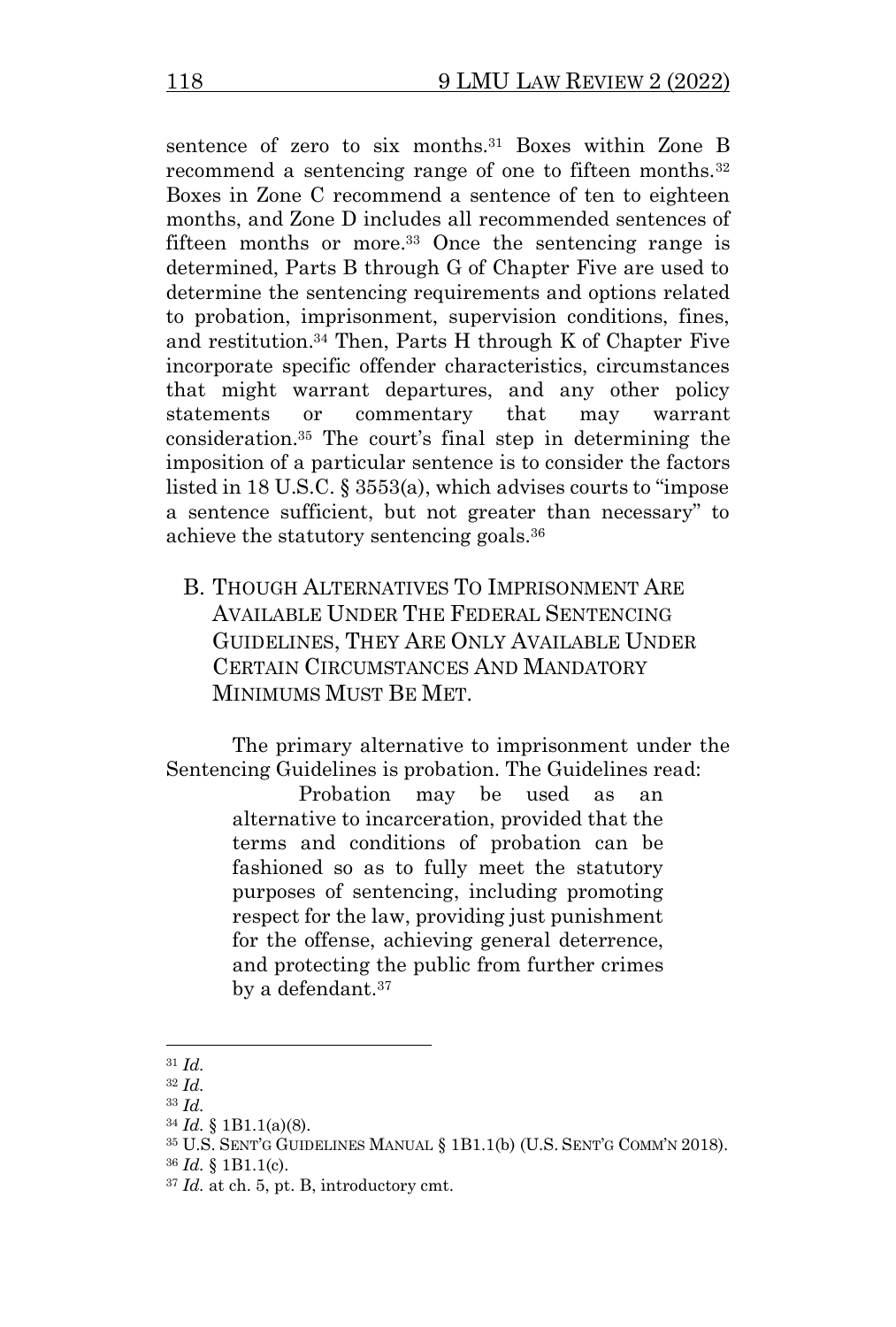sentence of zero to six months.[31] Boxes within Zone B recommend a sentencing range of one to fifteen months.[32] Boxes in Zone C recommend a sentence of ten to eighteen months, and Zone D includes all recommended sentences of fifteen months or more.[33] Once the sentencing range is determined, Parts B through G of Chapter Five are used to determine the sentencing requirements and options related to probation, imprisonment, supervision conditions, fines, and restitution.[34] Then, Parts H through K of Chapter Five incorporate specific offender characteristics, circumstances that might warrant departures, and any other policy statements or commentary that may warrant consideration.[35] The court's final step in determining the imposition of a particular sentence is to consider the factors listed in 18 U.S.C. § 3553(a), which advises courts to "impose a sentence sufficient, but not greater than necessary" to achieve the statutory sentencing goals.[36]

## B. THOUGH ALTERNATIVES TO IMPRISONMENT ARE AVAILABLE UNDER THE FEDERAL SENTENCING GUIDELINES, THEY ARE ONLY AVAILABLE UNDER CERTAIN CIRCUMSTANCES AND MANDATORY MINIMUMS MUST BE MET.

The primary alternative to imprisonment under the Sentencing Guidelines is probation. The Guidelines read:

> Probation may be used as an alternative to incarceration, provided that the terms and conditions of probation can be fashioned so as to fully meet the statutory purposes of sentencing, including promoting respect for the law, providing just punishment for the offense, achieving general deterrence, and protecting the public from further crimes by a defendant.[37]

---

[31] *Id.*

[32] *Id.*

[33] *Id.*

[34] *Id.* § 1B1.1(a)(8).

[35] U.S. SENT'G GUIDELINES MANUAL § 1B1.1(b) (U.S. SENT'G COMM'N 2018).

[36] *Id.* § 1B1.1(c).

[37] *Id.* at ch. 5, pt. B, introductory cmt.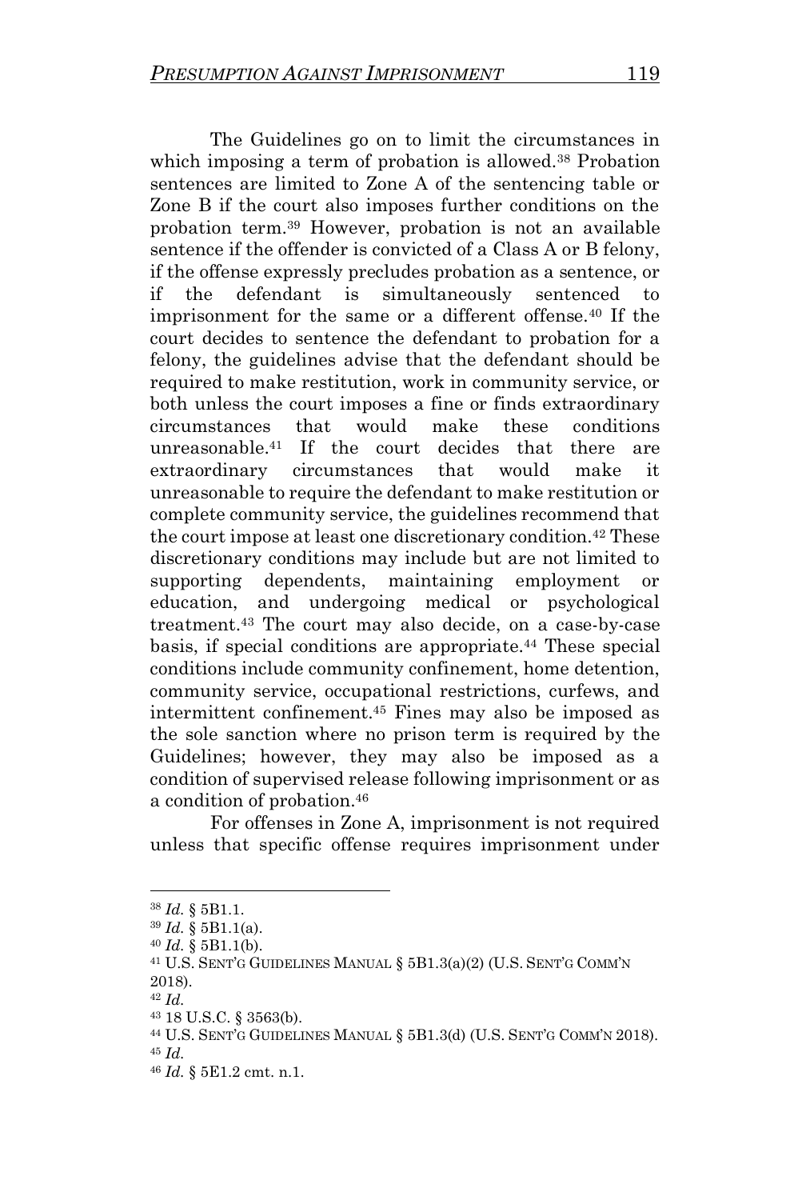The Guidelines go on to limit the circumstances in which imposing a term of probation is allowed.[38] Probation sentences are limited to Zone A of the sentencing table or Zone B if the court also imposes further conditions on the probation term.[39] However, probation is not an available sentence if the offender is convicted of a Class A or B felony, if the offense expressly precludes probation as a sentence, or if the defendant is simultaneously sentenced to imprisonment for the same or a different offense.[40] If the court decides to sentence the defendant to probation for a felony, the guidelines advise that the defendant should be required to make restitution, work in community service, or both unless the court imposes a fine or finds extraordinary circumstances that would make these conditions unreasonable.[41] If the court decides that there are extraordinary circumstances that would make it unreasonable to require the defendant to make restitution or complete community service, the guidelines recommend that the court impose at least one discretionary condition.[42] These discretionary conditions may include but are not limited to supporting dependents, maintaining employment or education, and undergoing medical or psychological treatment.[43] The court may also decide, on a case-by-case basis, if special conditions are appropriate.[44] These special conditions include community confinement, home detention, community service, occupational restrictions, curfews, and intermittent confinement.[45] Fines may also be imposed as the sole sanction where no prison term is required by the Guidelines; however, they may also be imposed as a condition of supervised release following imprisonment or as a condition of probation.[46]

For offenses in Zone A, imprisonment is not required unless that specific offense requires imprisonment under

---

[38] *Id.* § 5B1.1.

[39] *Id.* § 5B1.1(a).

[40] *Id.* § 5B1.1(b).

[41] U.S. SENT'G GUIDELINES MANUAL § 5B1.3(a)(2) (U.S. SENT'G COMM'N 2018).

[42] *Id.*

[43] 18 U.S.C. § 3563(b).

[44] U.S. SENT'G GUIDELINES MANUAL § 5B1.3(d) (U.S. SENT'G COMM'N 2018).

[45] *Id.*

[46] *Id.* § 5E1.2 cmt. n.1.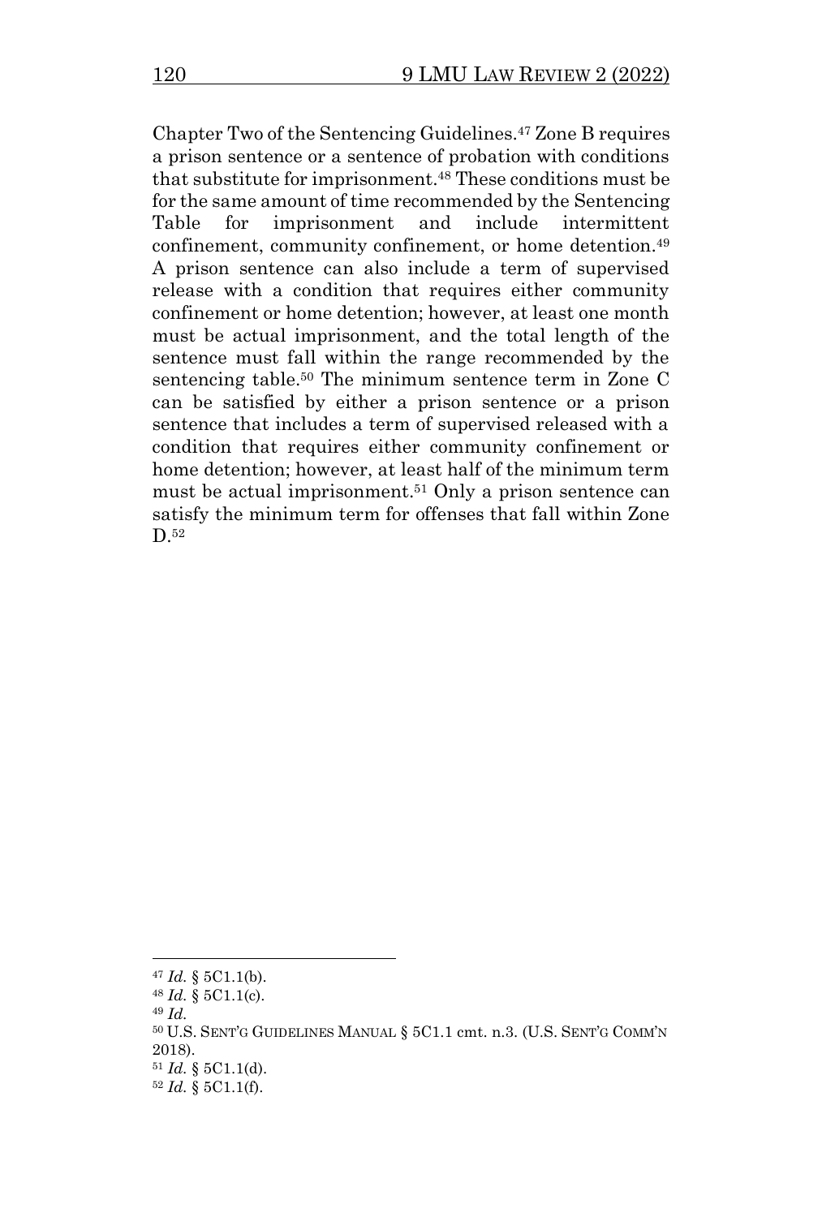Chapter Two of the Sentencing Guidelines.[47] Zone B requires a prison sentence or a sentence of probation with conditions that substitute for imprisonment.[48] These conditions must be for the same amount of time recommended by the Sentencing Table for imprisonment and include intermittent confinement, community confinement, or home detention.[49] A prison sentence can also include a term of supervised release with a condition that requires either community confinement or home detention; however, at least one month must be actual imprisonment, and the total length of the sentence must fall within the range recommended by the sentencing table.[50] The minimum sentence term in Zone C can be satisfied by either a prison sentence or a prison sentence that includes a term of supervised released with a condition that requires either community confinement or home detention; however, at least half of the minimum term must be actual imprisonment.[51] Only a prison sentence can satisfy the minimum term for offenses that fall within Zone D.[52]

---

[47] *Id.* § 5C1.1(b).

[48] *Id.* § 5C1.1(c).

[49] *Id.*

[50] U.S. SENT'G GUIDELINES MANUAL § 5C1.1 cmt. n.3. (U.S. SENT'G COMM'N 2018).

[51] *Id.* § 5C1.1(d).

[52] *Id.* § 5C1.1(f).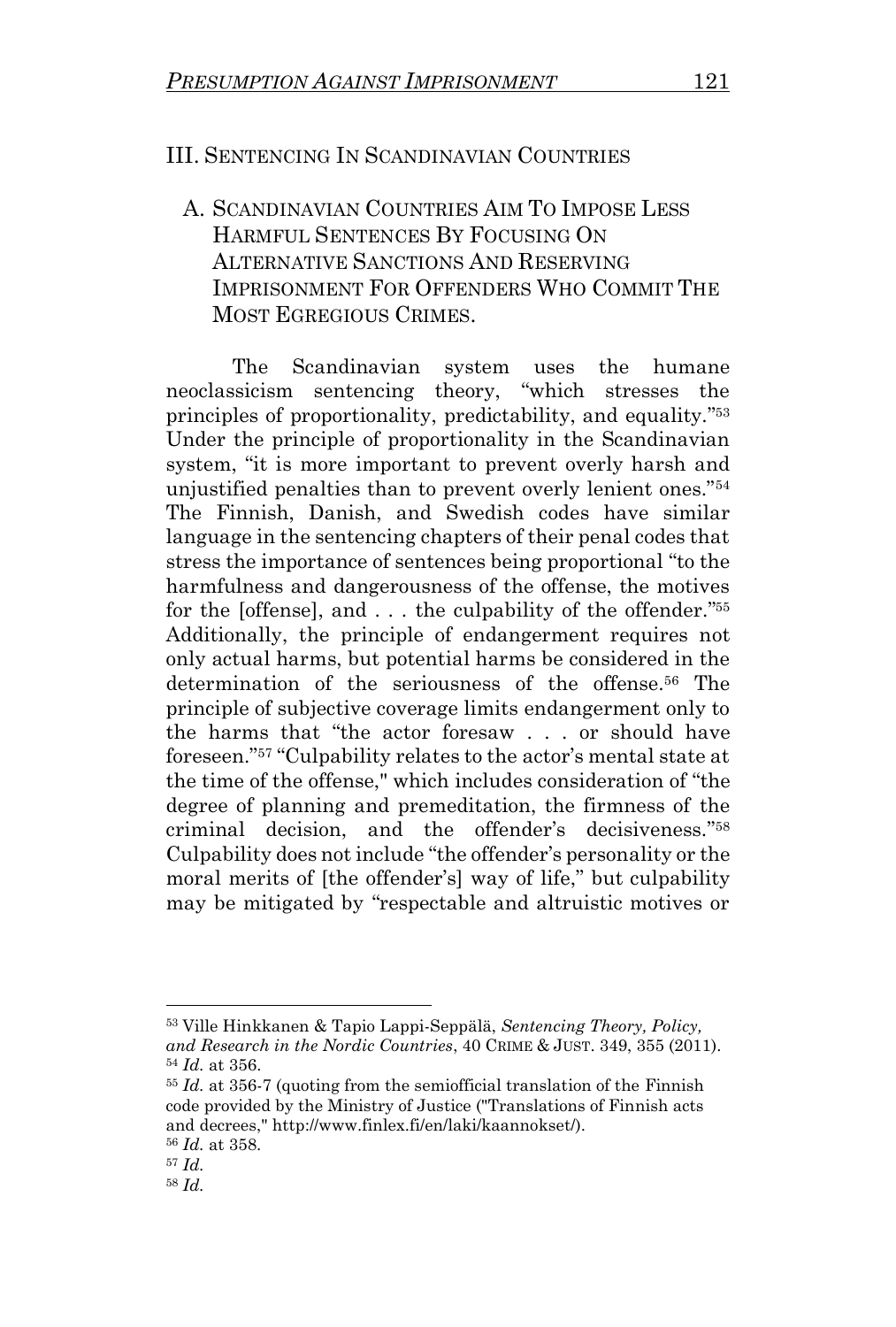## III. Sentencing In Scandinavian Countries

### A. Scandinavian Countries Aim To Impose Less Harmful Sentences By Focusing On Alternative Sanctions And Reserving Imprisonment For Offenders Who Commit The Most Egregious Crimes.

The Scandinavian system uses the humane neoclassicism sentencing theory, "which stresses the principles of proportionality, predictability, and equality."[53] Under the principle of proportionality in the Scandinavian system, "it is more important to prevent overly harsh and unjustified penalties than to prevent overly lenient ones."[54] The Finnish, Danish, and Swedish codes have similar language in the sentencing chapters of their penal codes that stress the importance of sentences being proportional "to the harmfulness and dangerousness of the offense, the motives for the [offense], and . . . the culpability of the offender."[55] Additionally, the principle of endangerment requires not only actual harms, but potential harms be considered in the determination of the seriousness of the offense.[56] The principle of subjective coverage limits endangerment only to the harms that "the actor foresaw . . . or should have foreseen."[57] "Culpability relates to the actor's mental state at the time of the offense," which includes consideration of "the degree of planning and premeditation, the firmness of the criminal decision, and the offender's decisiveness."[58] Culpability does not include "the offender's personality or the moral merits of [the offender's] way of life," but culpability may be mitigated by "respectable and altruistic motives or

---

[53] Ville Hinkkanen & Tapio Lappi-Seppälä, *Sentencing Theory, Policy, and Research in the Nordic Countries*, 40 CRIME & JUST. 349, 355 (2011).

[54] *Id.* at 356.

[55] *Id.* at 356-7 (quoting from the semiofficial translation of the Finnish code provided by the Ministry of Justice ("Translations of Finnish acts and decrees," http://www.finlex.fi/en/laki/kaannokset/).

[56] *Id.* at 358.

[57] *Id.*

[58] *Id.*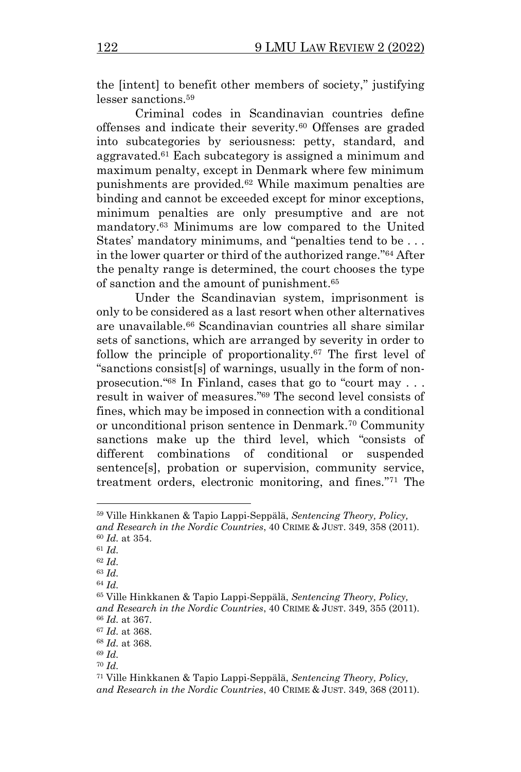the [intent] to benefit other members of society," justifying lesser sanctions.[59]

Criminal codes in Scandinavian countries define offenses and indicate their severity.[60] Offenses are graded into subcategories by seriousness: petty, standard, and aggravated.[61] Each subcategory is assigned a minimum and maximum penalty, except in Denmark where few minimum punishments are provided.[62] While maximum penalties are binding and cannot be exceeded except for minor exceptions, minimum penalties are only presumptive and are not mandatory.[63] Minimums are low compared to the United States' mandatory minimums, and "penalties tend to be . . . in the lower quarter or third of the authorized range."[64] After the penalty range is determined, the court chooses the type of sanction and the amount of punishment.[65]

Under the Scandinavian system, imprisonment is only to be considered as a last resort when other alternatives are unavailable.[66] Scandinavian countries all share similar sets of sanctions, which are arranged by severity in order to follow the principle of proportionality.[67] The first level of "sanctions consist[s] of warnings, usually in the form of non-prosecution."[68] In Finland, cases that go to "court may . . . result in waiver of measures."[69] The second level consists of fines, which may be imposed in connection with a conditional or unconditional prison sentence in Denmark.[70] Community sanctions make up the third level, which "consists of different combinations of conditional or suspended sentence[s], probation or supervision, community service, treatment orders, electronic monitoring, and fines."[71] The

---

[59] Ville Hinkkanen & Tapio Lappi-Seppälä, *Sentencing Theory, Policy, and Research in the Nordic Countries*, 40 CRIME & JUST. 349, 358 (2011).
[60] *Id.* at 354.
[61] *Id.*
[62] *Id.*
[63] *Id.*
[64] *Id.*
[65] Ville Hinkkanen & Tapio Lappi-Seppälä, *Sentencing Theory, Policy, and Research in the Nordic Countries*, 40 CRIME & JUST. 349, 355 (2011).
[66] *Id.* at 367.
[67] *Id.* at 368.
[68] *Id.* at 368.
[69] *Id.*
[70] *Id.*
[71] Ville Hinkkanen & Tapio Lappi-Seppälä, *Sentencing Theory, Policy, and Research in the Nordic Countries*, 40 CRIME & JUST. 349, 368 (2011).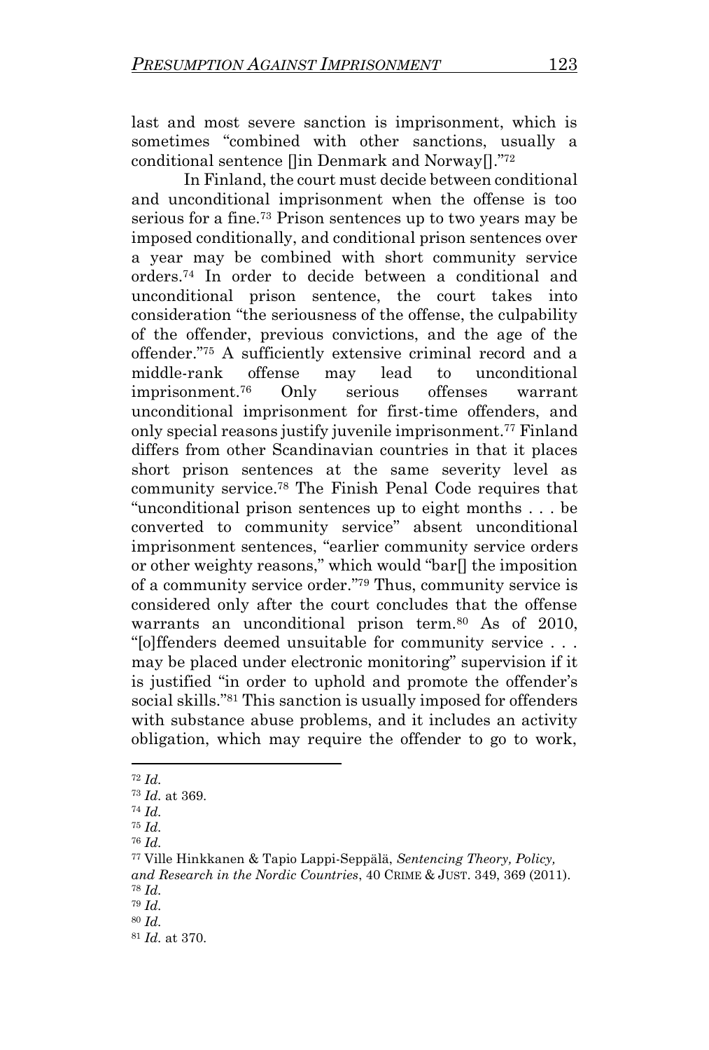last and most severe sanction is imprisonment, which is sometimes "combined with other sanctions, usually a conditional sentence []in Denmark and Norway[]."[72]

In Finland, the court must decide between conditional and unconditional imprisonment when the offense is too serious for a fine.[73] Prison sentences up to two years may be imposed conditionally, and conditional prison sentences over a year may be combined with short community service orders.[74] In order to decide between a conditional and unconditional prison sentence, the court takes into consideration "the seriousness of the offense, the culpability of the offender, previous convictions, and the age of the offender."[75] A sufficiently extensive criminal record and a middle-rank offense may lead to unconditional imprisonment.[76] Only serious offenses warrant unconditional imprisonment for first-time offenders, and only special reasons justify juvenile imprisonment.[77] Finland differs from other Scandinavian countries in that it places short prison sentences at the same severity level as community service.[78] The Finish Penal Code requires that "unconditional prison sentences up to eight months . . . be converted to community service" absent unconditional imprisonment sentences, "earlier community service orders or other weighty reasons," which would "bar[] the imposition of a community service order."[79] Thus, community service is considered only after the court concludes that the offense warrants an unconditional prison term.[80] As of 2010, "[o]ffenders deemed unsuitable for community service . . . may be placed under electronic monitoring" supervision if it is justified "in order to uphold and promote the offender's social skills."[81] This sanction is usually imposed for offenders with substance abuse problems, and it includes an activity obligation, which may require the offender to go to work,

---

[72] *Id.*

[73] *Id.* at 369.

[74] *Id.*

[75] *Id.*

[76] *Id.*

[77] Ville Hinkkanen & Tapio Lappi-Seppälä, *Sentencing Theory, Policy, and Research in the Nordic Countries*, 40 CRIME & JUST. 349, 369 (2011).

[78] *Id.*

[79] *Id.*

[80] *Id.*

[81] *Id.* at 370.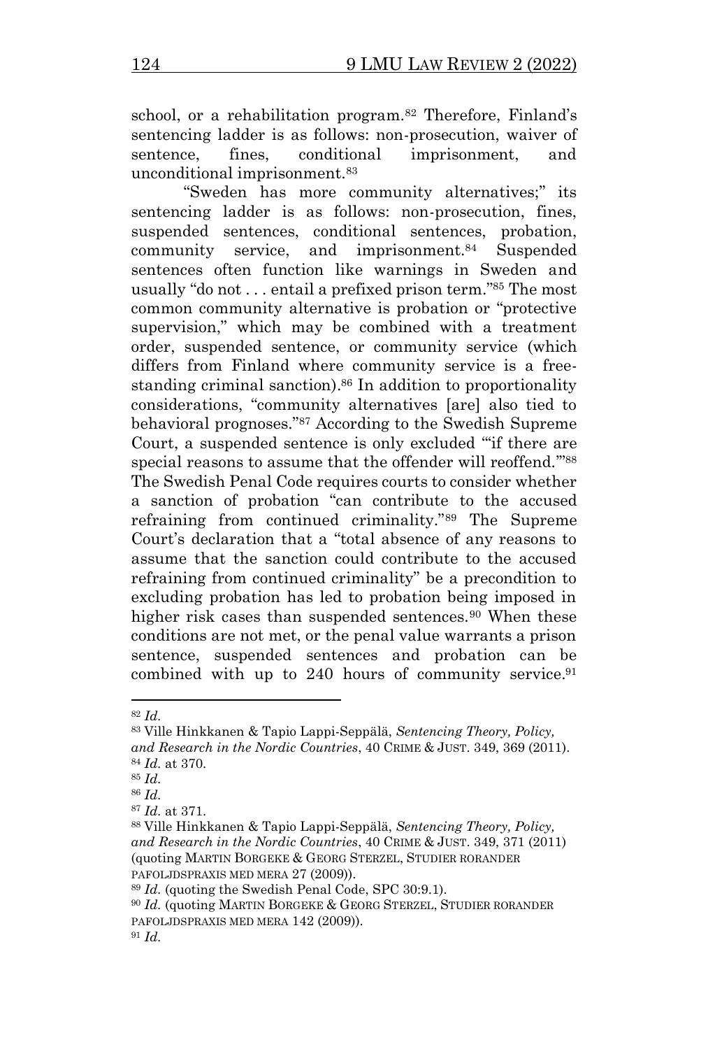school, or a rehabilitation program.[82] Therefore, Finland's sentencing ladder is as follows: non-prosecution, waiver of sentence, fines, conditional imprisonment, and unconditional imprisonment.[83]

"Sweden has more community alternatives;" its sentencing ladder is as follows: non-prosecution, fines, suspended sentences, conditional sentences, probation, community service, and imprisonment.[84] Suspended sentences often function like warnings in Sweden and usually "do not . . . entail a prefixed prison term."[85] The most common community alternative is probation or "protective supervision," which may be combined with a treatment order, suspended sentence, or community service (which differs from Finland where community service is a free-standing criminal sanction).[86] In addition to proportionality considerations, "community alternatives [are] also tied to behavioral prognoses."[87] According to the Swedish Supreme Court, a suspended sentence is only excluded "'if there are special reasons to assume that the offender will reoffend.'"[88] The Swedish Penal Code requires courts to consider whether a sanction of probation "can contribute to the accused refraining from continued criminality."[89] The Supreme Court's declaration that a "total absence of any reasons to assume that the sanction could contribute to the accused refraining from continued criminality" be a precondition to excluding probation has led to probation being imposed in higher risk cases than suspended sentences.[90] When these conditions are not met, or the penal value warrants a prison sentence, suspended sentences and probation can be combined with up to 240 hours of community service.[91]

---

[82] *Id.*

[83] Ville Hinkkanen & Tapio Lappi-Seppälä, *Sentencing Theory, Policy, and Research in the Nordic Countries*, 40 CRIME & JUST. 349, 369 (2011).

[84] *Id.* at 370.

[85] *Id.*

[86] *Id.*

[87] *Id.* at 371.

[88] Ville Hinkkanen & Tapio Lappi-Seppälä, *Sentencing Theory, Policy, and Research in the Nordic Countries*, 40 CRIME & JUST. 349, 371 (2011) (quoting MARTIN BORGEKE & GEORG STERZEL, STUDIER RORANDER PAFOLJDSPRAXIS MED MERA 27 (2009)).

[89] *Id.* (quoting the Swedish Penal Code, SPC 30:9.1).

[90] *Id.* (quoting MARTIN BORGEKE & GEORG STERZEL, STUDIER RORANDER PAFOLJDSPRAXIS MED MERA 142 (2009)).

[91] *Id.*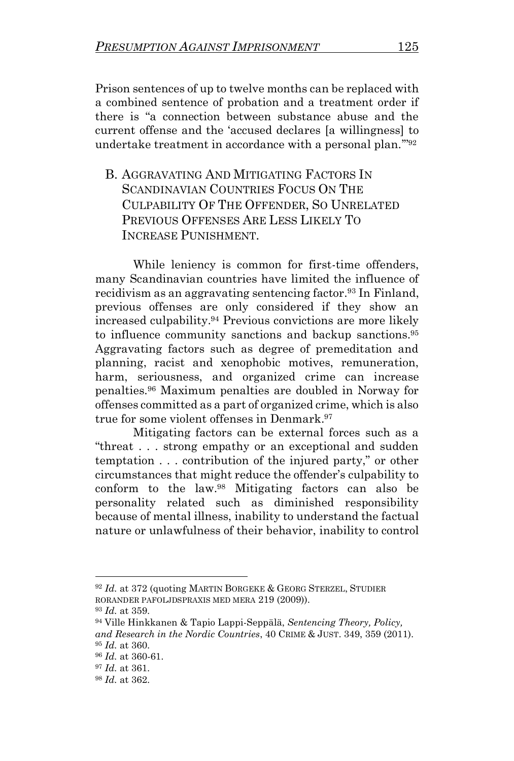Prison sentences of up to twelve months can be replaced with a combined sentence of probation and a treatment order if there is "a connection between substance abuse and the current offense and the 'accused declares [a willingness] to undertake treatment in accordance with a personal plan.'"[92]

### B. Aggravating And Mitigating Factors In Scandinavian Countries Focus On The Culpability Of The Offender, So Unrelated Previous Offenses Are Less Likely To Increase Punishment.

While leniency is common for first-time offenders, many Scandinavian countries have limited the influence of recidivism as an aggravating sentencing factor.[93] In Finland, previous offenses are only considered if they show an increased culpability.[94] Previous convictions are more likely to influence community sanctions and backup sanctions.[95] Aggravating factors such as degree of premeditation and planning, racist and xenophobic motives, remuneration, harm, seriousness, and organized crime can increase penalties.[96] Maximum penalties are doubled in Norway for offenses committed as a part of organized crime, which is also true for some violent offenses in Denmark.[97]

Mitigating factors can be external forces such as a "threat . . . strong empathy or an exceptional and sudden temptation . . . contribution of the injured party," or other circumstances that might reduce the offender's culpability to conform to the law.[98] Mitigating factors can also be personality related such as diminished responsibility because of mental illness, inability to understand the factual nature or unlawfulness of their behavior, inability to control

---

[92] *Id.* at 372 (quoting Martin Borgeke & Georg Sterzel, Studier Rorander Pafoljdspraxis Med Mera 219 (2009)).

[93] *Id.* at 359.

[94] Ville Hinkkanen & Tapio Lappi-Seppälä, *Sentencing Theory, Policy, and Research in the Nordic Countries*, 40 Crime & Just. 349, 359 (2011).

[95] *Id.* at 360.

[96] *Id.* at 360-61.

[97] *Id.* at 361.

[98] *Id.* at 362.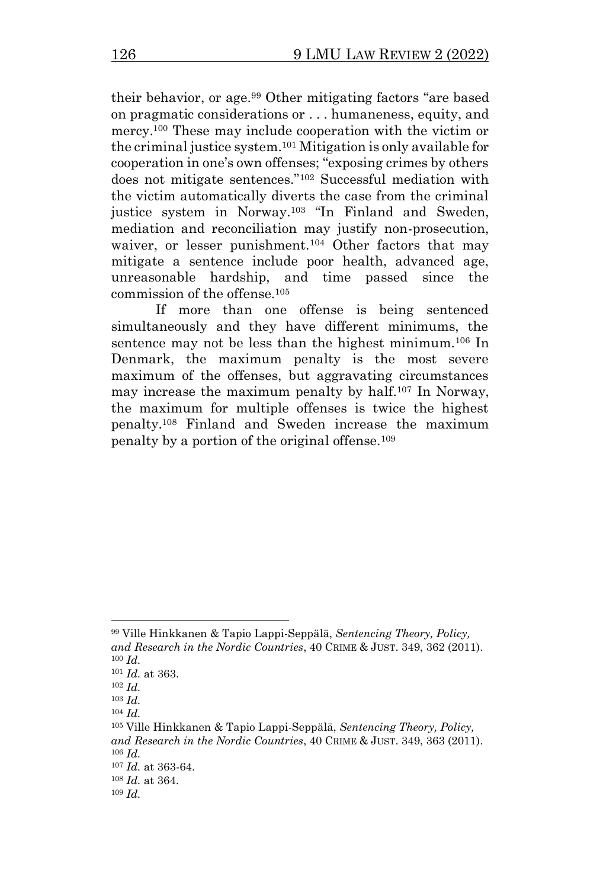their behavior, or age.[99] Other mitigating factors "are based on pragmatic considerations or . . . humaneness, equity, and mercy.[100] These may include cooperation with the victim or the criminal justice system.[101] Mitigation is only available for cooperation in one's own offenses; "exposing crimes by others does not mitigate sentences."[102] Successful mediation with the victim automatically diverts the case from the criminal justice system in Norway.[103] "In Finland and Sweden, mediation and reconciliation may justify non-prosecution, waiver, or lesser punishment.[104] Other factors that may mitigate a sentence include poor health, advanced age, unreasonable hardship, and time passed since the commission of the offense.[105]

If more than one offense is being sentenced simultaneously and they have different minimums, the sentence may not be less than the highest minimum.[106] In Denmark, the maximum penalty is the most severe maximum of the offenses, but aggravating circumstances may increase the maximum penalty by half.[107] In Norway, the maximum for multiple offenses is twice the highest penalty.[108] Finland and Sweden increase the maximum penalty by a portion of the original offense.[109]

---

[99] Ville Hinkkanen & Tapio Lappi-Seppälä, *Sentencing Theory, Policy, and Research in the Nordic Countries*, 40 CRIME & JUST. 349, 362 (2011).
[100] *Id.*
[101] *Id.* at 363.
[102] *Id.*
[103] *Id.*
[104] *Id.*
[105] Ville Hinkkanen & Tapio Lappi-Seppälä, *Sentencing Theory, Policy, and Research in the Nordic Countries*, 40 CRIME & JUST. 349, 363 (2011).
[106] *Id.*
[107] *Id.* at 363-64.
[108] *Id.* at 364.
[109] *Id.*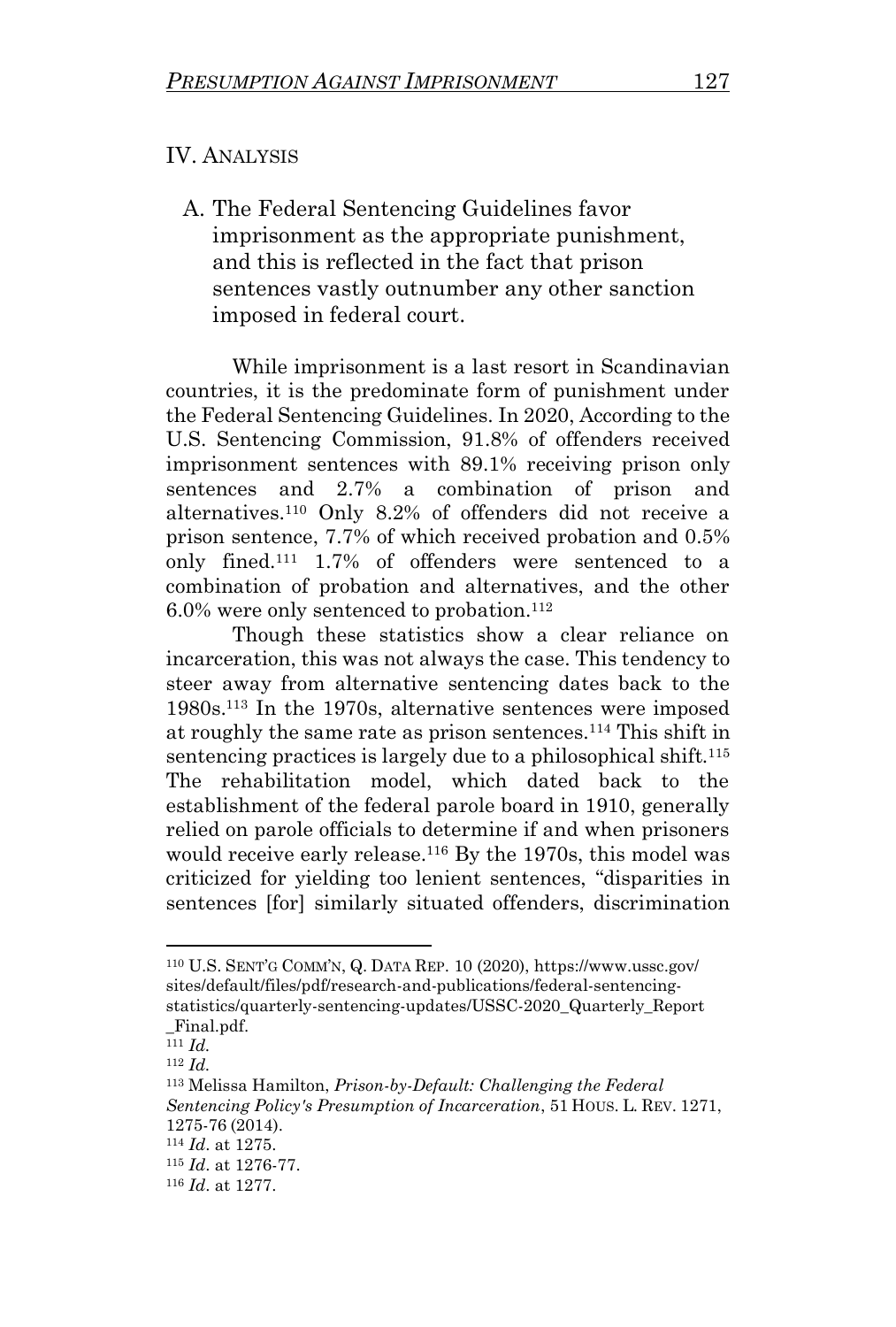## IV. ANALYSIS

### A. The Federal Sentencing Guidelines favor imprisonment as the appropriate punishment, and this is reflected in the fact that prison sentences vastly outnumber any other sanction imposed in federal court.

While imprisonment is a last resort in Scandinavian countries, it is the predominate form of punishment under the Federal Sentencing Guidelines. In 2020, According to the U.S. Sentencing Commission, 91.8% of offenders received imprisonment sentences with 89.1% receiving prison only sentences and 2.7% a combination of prison and alternatives.[110] Only 8.2% of offenders did not receive a prison sentence, 7.7% of which received probation and 0.5% only fined.[111] 1.7% of offenders were sentenced to a combination of probation and alternatives, and the other 6.0% were only sentenced to probation.[112]

Though these statistics show a clear reliance on incarceration, this was not always the case. This tendency to steer away from alternative sentencing dates back to the 1980s.[113] In the 1970s, alternative sentences were imposed at roughly the same rate as prison sentences.[114] This shift in sentencing practices is largely due to a philosophical shift.[115] The rehabilitation model, which dated back to the establishment of the federal parole board in 1910, generally relied on parole officials to determine if and when prisoners would receive early release.[116] By the 1970s, this model was criticized for yielding too lenient sentences, "disparities in sentences [for] similarly situated offenders, discrimination

---

[110] U.S. SENT'G COMM'N, Q. DATA REP. 10 (2020), https://www.ussc.gov/sites/default/files/pdf/research-and-publications/federal-sentencing-statistics/quarterly-sentencing-updates/USSC-2020_Quarterly_Report_Final.pdf.

[111] *Id.*

[112] *Id.*

[113] Melissa Hamilton, *Prison-by-Default: Challenging the Federal Sentencing Policy's Presumption of Incarceration*, 51 HOUS. L. REV. 1271, 1275-76 (2014).

[114] *Id*. at 1275.

[115] *Id*. at 1276-77.

[116] *Id*. at 1277.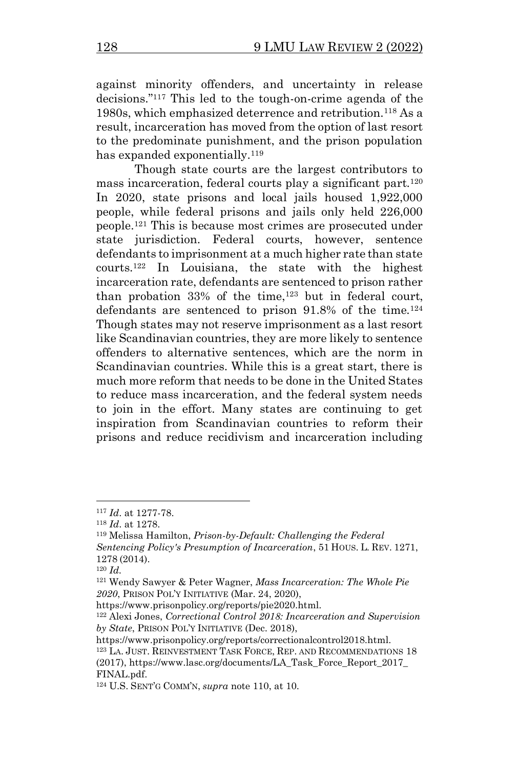against minority offenders, and uncertainty in release decisions."[117] This led to the tough-on-crime agenda of the 1980s, which emphasized deterrence and retribution.[118] As a result, incarceration has moved from the option of last resort to the predominate punishment, and the prison population has expanded exponentially.[119]

Though state courts are the largest contributors to mass incarceration, federal courts play a significant part.[120] In 2020, state prisons and local jails housed 1,922,000 people, while federal prisons and jails only held 226,000 people.[121] This is because most crimes are prosecuted under state jurisdiction. Federal courts, however, sentence defendants to imprisonment at a much higher rate than state courts.[122] In Louisiana, the state with the highest incarceration rate, defendants are sentenced to prison rather than probation 33% of the time,[123] but in federal court, defendants are sentenced to prison 91.8% of the time.[124] Though states may not reserve imprisonment as a last resort like Scandinavian countries, they are more likely to sentence offenders to alternative sentences, which are the norm in Scandinavian countries. While this is a great start, there is much more reform that needs to be done in the United States to reduce mass incarceration, and the federal system needs to join in the effort. Many states are continuing to get inspiration from Scandinavian countries to reform their prisons and reduce recidivism and incarceration including

---

[117] *Id*. at 1277-78.

[118] *Id*. at 1278.

[119] Melissa Hamilton, *Prison-by-Default: Challenging the Federal Sentencing Policy's Presumption of Incarceration*, 51 HOUS. L. REV. 1271, 1278 (2014).

[120] *Id*.

[121] Wendy Sawyer & Peter Wagner, *Mass Incarceration: The Whole Pie 2020*, PRISON POL'Y INITIATIVE (Mar. 24, 2020), https://www.prisonpolicy.org/reports/pie2020.html.

[122] Alexi Jones, *Correctional Control 2018: Incarceration and Supervision by State*, PRISON POL'Y INITIATIVE (Dec. 2018), https://www.prisonpolicy.org/reports/correctionalcontrol2018.html.

[123] LA. JUST. REINVESTMENT TASK FORCE, REP. AND RECOMMENDATIONS 18 (2017), https://www.lasc.org/documents/LA_Task_Force_Report_2017_FINAL.pdf.

[124] U.S. SENT'G COMM'N, *supra* note 110, at 10.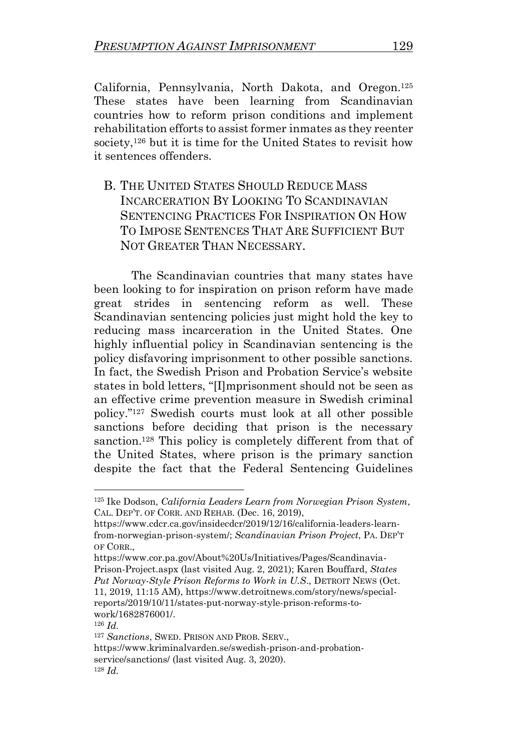California, Pennsylvania, North Dakota, and Oregon.[125] These states have been learning from Scandinavian countries how to reform prison conditions and implement rehabilitation efforts to assist former inmates as they reenter society,[126] but it is time for the United States to revisit how it sentences offenders.

### B. THE UNITED STATES SHOULD REDUCE MASS INCARCERATION BY LOOKING TO SCANDINAVIAN SENTENCING PRACTICES FOR INSPIRATION ON HOW TO IMPOSE SENTENCES THAT ARE SUFFICIENT BUT NOT GREATER THAN NECESSARY.

The Scandinavian countries that many states have been looking to for inspiration on prison reform have made great strides in sentencing reform as well. These Scandinavian sentencing policies just might hold the key to reducing mass incarceration in the United States. One highly influential policy in Scandinavian sentencing is the policy disfavoring imprisonment to other possible sanctions. In fact, the Swedish Prison and Probation Service's website states in bold letters, "[I]mprisonment should not be seen as an effective crime prevention measure in Swedish criminal policy."[127] Swedish courts must look at all other possible sanctions before deciding that prison is the necessary sanction.[128] This policy is completely different from that of the United States, where prison is the primary sanction despite the fact that the Federal Sentencing Guidelines

---

[125] Ike Dodson, *California Leaders Learn from Norwegian Prison System*, CAL. DEP'T. OF CORR. AND REHAB. (Dec. 16, 2019), https://www.cdcr.ca.gov/insidecdcr/2019/12/16/california-leaders-learn-from-norwegian-prison-system/; *Scandinavian Prison Project*, PA. DEP'T OF CORR., https://www.cor.pa.gov/About%20Us/Initiatives/Pages/Scandinavia-Prison-Project.aspx (last visited Aug. 2, 2021); Karen Bouffard, *States Put Norway-Style Prison Reforms to Work in U.S.*, DETROIT NEWS (Oct. 11, 2019, 11:15 AM), https://www.detroitnews.com/story/news/special-reports/2019/10/11/states-put-norway-style-prison-reforms-to-work/1682876001/.

[126] *Id.*

[127] *Sanctions*, SWED. PRISON AND PROB. SERV., https://www.kriminalvarden.se/swedish-prison-and-probation-service/sanctions/ (last visited Aug. 3, 2020).

[128] *Id.*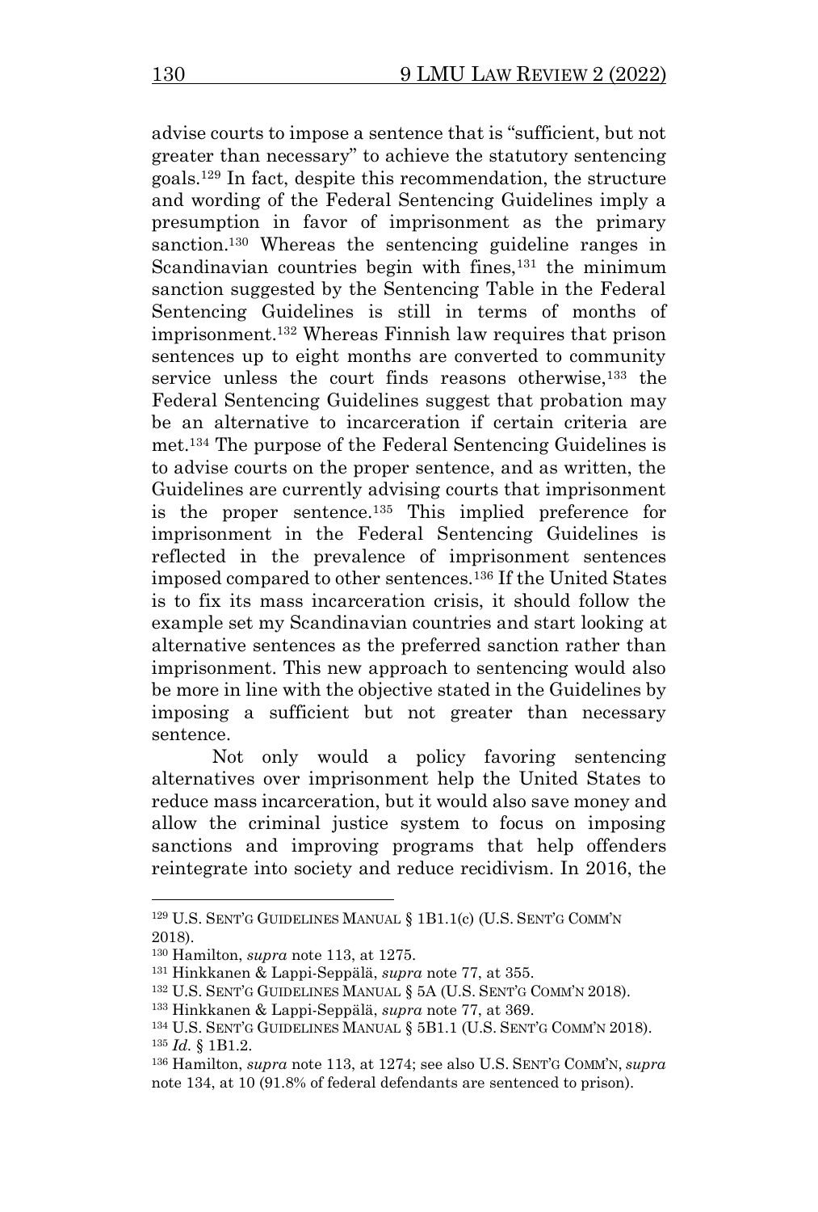advise courts to impose a sentence that is "sufficient, but not greater than necessary" to achieve the statutory sentencing goals.[129] In fact, despite this recommendation, the structure and wording of the Federal Sentencing Guidelines imply a presumption in favor of imprisonment as the primary sanction.[130] Whereas the sentencing guideline ranges in Scandinavian countries begin with fines,[131] the minimum sanction suggested by the Sentencing Table in the Federal Sentencing Guidelines is still in terms of months of imprisonment.[132] Whereas Finnish law requires that prison sentences up to eight months are converted to community service unless the court finds reasons otherwise,[133] the Federal Sentencing Guidelines suggest that probation may be an alternative to incarceration if certain criteria are met.[134] The purpose of the Federal Sentencing Guidelines is to advise courts on the proper sentence, and as written, the Guidelines are currently advising courts that imprisonment is the proper sentence.[135] This implied preference for imprisonment in the Federal Sentencing Guidelines is reflected in the prevalence of imprisonment sentences imposed compared to other sentences.[136] If the United States is to fix its mass incarceration crisis, it should follow the example set my Scandinavian countries and start looking at alternative sentences as the preferred sanction rather than imprisonment. This new approach to sentencing would also be more in line with the objective stated in the Guidelines by imposing a sufficient but not greater than necessary sentence.

Not only would a policy favoring sentencing alternatives over imprisonment help the United States to reduce mass incarceration, but it would also save money and allow the criminal justice system to focus on imposing sanctions and improving programs that help offenders reintegrate into society and reduce recidivism. In 2016, the

---

[129] U.S. SENT'G GUIDELINES MANUAL § 1B1.1(c) (U.S. SENT'G COMM'N 2018).

[130] Hamilton, *supra* note 113, at 1275.

[131] Hinkkanen & Lappi-Seppälä, *supra* note 77, at 355.

[132] U.S. SENT'G GUIDELINES MANUAL § 5A (U.S. SENT'G COMM'N 2018).

[133] Hinkkanen & Lappi-Seppälä, *supra* note 77, at 369.

[134] U.S. SENT'G GUIDELINES MANUAL § 5B1.1 (U.S. SENT'G COMM'N 2018).

[135] *Id.* § 1B1.2.

[136] Hamilton, *supra* note 113, at 1274; see also U.S. SENT'G COMM'N, *supra* note 134, at 10 (91.8% of federal defendants are sentenced to prison).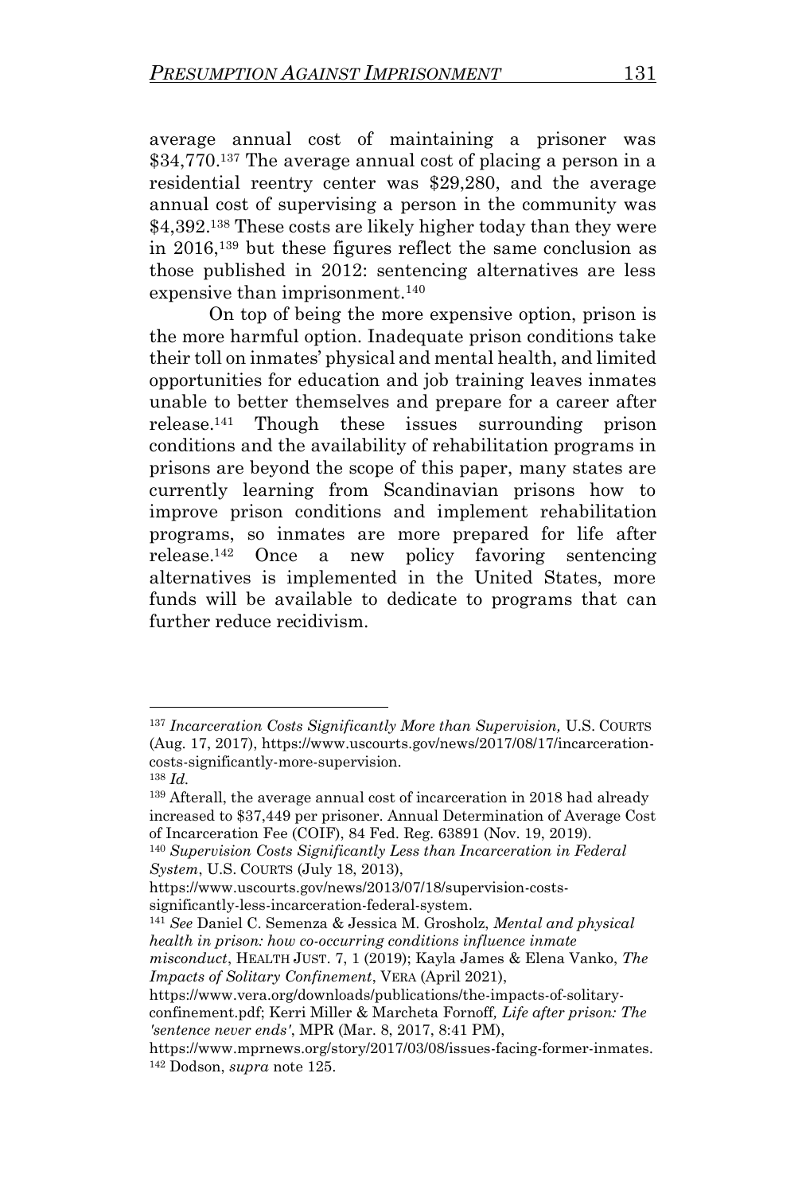average annual cost of maintaining a prisoner was $34,770.[137] The average annual cost of placing a person in a residential reentry center was $29,280, and the average annual cost of supervising a person in the community was $4,392.[138] These costs are likely higher today than they were in 2016,[139] but these figures reflect the same conclusion as those published in 2012: sentencing alternatives are less expensive than imprisonment.[140]

On top of being the more expensive option, prison is the more harmful option. Inadequate prison conditions take their toll on inmates' physical and mental health, and limited opportunities for education and job training leaves inmates unable to better themselves and prepare for a career after release.[141] Though these issues surrounding prison conditions and the availability of rehabilitation programs in prisons are beyond the scope of this paper, many states are currently learning from Scandinavian prisons how to improve prison conditions and implement rehabilitation programs, so inmates are more prepared for life after release.[142] Once a new policy favoring sentencing alternatives is implemented in the United States, more funds will be available to dedicate to programs that can further reduce recidivism.

---

[137] *Incarceration Costs Significantly More than Supervision,* U.S. COURTS (Aug. 17, 2017), https://www.uscourts.gov/news/2017/08/17/incarceration-costs-significantly-more-supervision.

[138] *Id.*

[139] Afterall, the average annual cost of incarceration in 2018 had already increased to $37,449 per prisoner. Annual Determination of Average Cost of Incarceration Fee (COIF), 84 Fed. Reg. 63891 (Nov. 19, 2019).

[140] *Supervision Costs Significantly Less than Incarceration in Federal System*, U.S. COURTS (July 18, 2013), https://www.uscourts.gov/news/2013/07/18/supervision-costs-significantly-less-incarceration-federal-system.

[141] *See* Daniel C. Semenza & Jessica M. Grosholz, *Mental and physical health in prison: how co-occurring conditions influence inmate misconduct*, HEALTH JUST. 7, 1 (2019); Kayla James & Elena Vanko, *The Impacts of Solitary Confinement*, VERA (April 2021), https://www.vera.org/downloads/publications/the-impacts-of-solitary-confinement.pdf; Kerri Miller & Marcheta Fornoff*, Life after prison: The 'sentence never ends'*, MPR (Mar. 8, 2017, 8:41 PM), https://www.mprnews.org/story/2017/03/08/issues-facing-former-inmates.

[142] Dodson, *supra* note 125.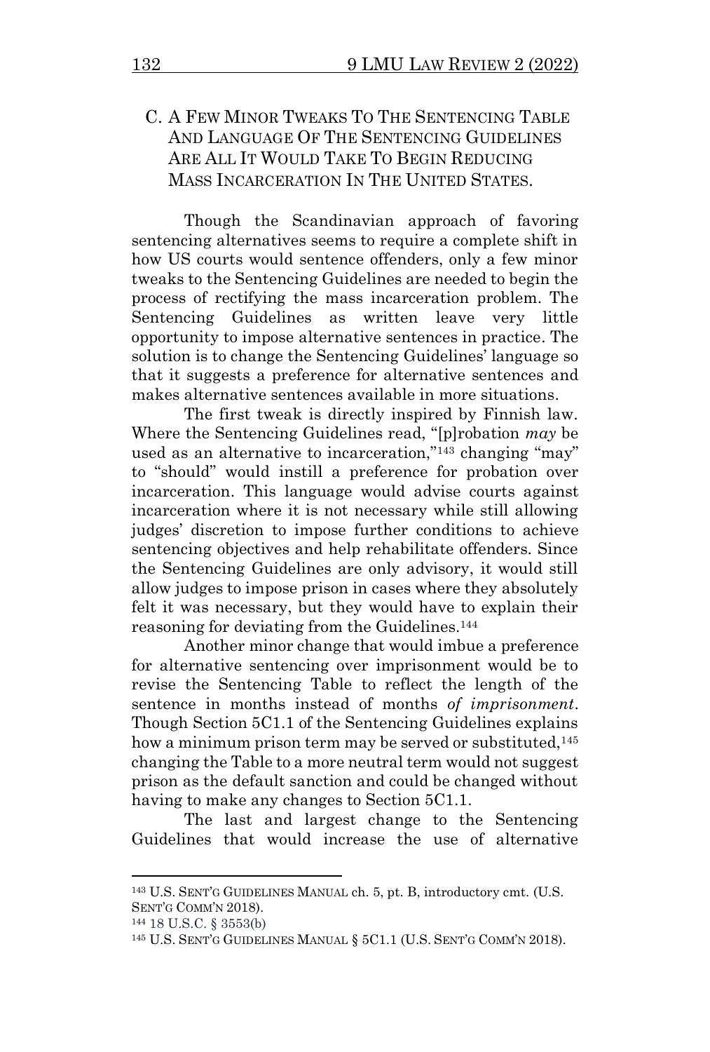### C. A Few Minor Tweaks To The Sentencing Table And Language Of The Sentencing Guidelines Are All It Would Take To Begin Reducing Mass Incarceration In The United States.

Though the Scandinavian approach of favoring sentencing alternatives seems to require a complete shift in how US courts would sentence offenders, only a few minor tweaks to the Sentencing Guidelines are needed to begin the process of rectifying the mass incarceration problem. The Sentencing Guidelines as written leave very little opportunity to impose alternative sentences in practice. The solution is to change the Sentencing Guidelines' language so that it suggests a preference for alternative sentences and makes alternative sentences available in more situations.

The first tweak is directly inspired by Finnish law. Where the Sentencing Guidelines read, "[p]robation *may* be used as an alternative to incarceration,"[143] changing "may" to "should" would instill a preference for probation over incarceration. This language would advise courts against incarceration where it is not necessary while still allowing judges' discretion to impose further conditions to achieve sentencing objectives and help rehabilitate offenders. Since the Sentencing Guidelines are only advisory, it would still allow judges to impose prison in cases where they absolutely felt it was necessary, but they would have to explain their reasoning for deviating from the Guidelines.[144]

Another minor change that would imbue a preference for alternative sentencing over imprisonment would be to revise the Sentencing Table to reflect the length of the sentence in months instead of months *of imprisonment*. Though Section 5C1.1 of the Sentencing Guidelines explains how a minimum prison term may be served or substituted,[145] changing the Table to a more neutral term would not suggest prison as the default sanction and could be changed without having to make any changes to Section 5C1.1.

The last and largest change to the Sentencing Guidelines that would increase the use of alternative

---

[143] U.S. SENT'G GUIDELINES MANUAL ch. 5, pt. B, introductory cmt. (U.S. SENT'G COMM'N 2018).

[144] 18 U.S.C. § 3553(b)

[145] U.S. SENT'G GUIDELINES MANUAL § 5C1.1 (U.S. SENT'G COMM'N 2018).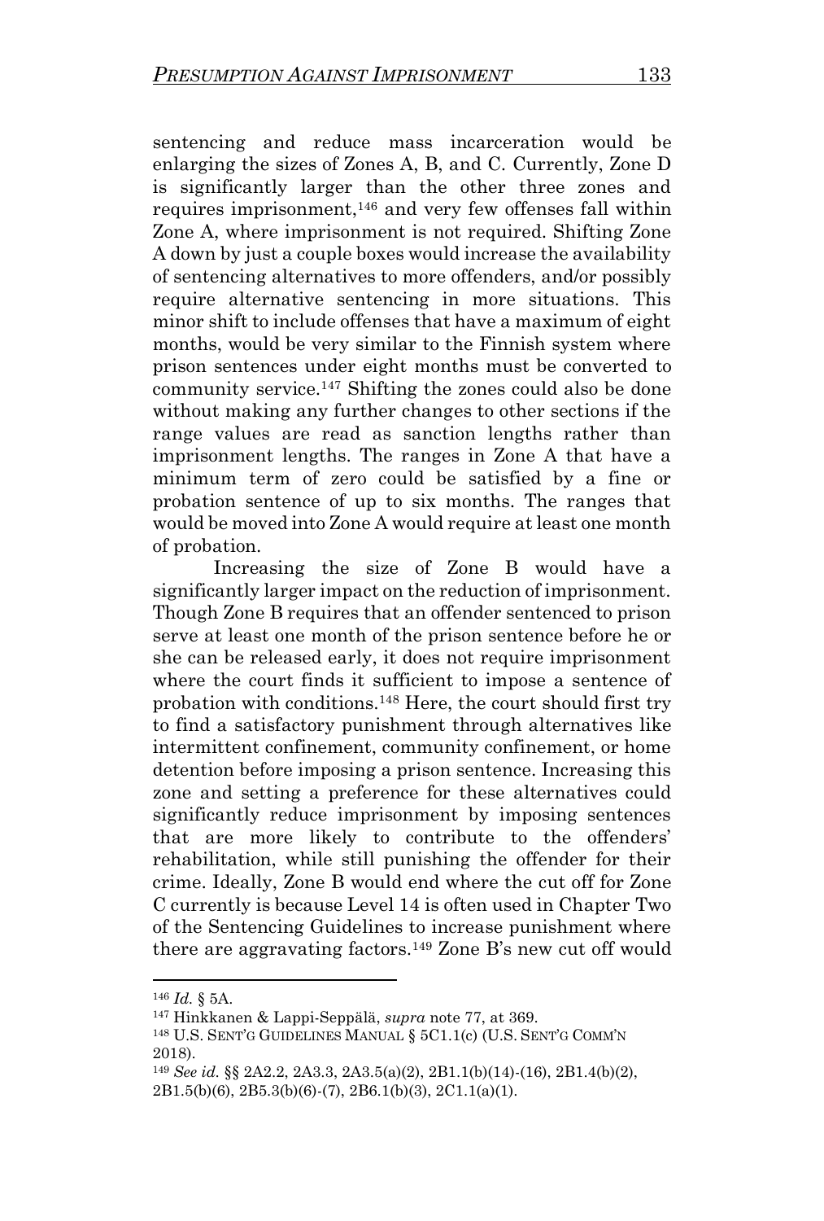sentencing and reduce mass incarceration would be enlarging the sizes of Zones A, B, and C. Currently, Zone D is significantly larger than the other three zones and requires imprisonment,[146] and very few offenses fall within Zone A, where imprisonment is not required. Shifting Zone A down by just a couple boxes would increase the availability of sentencing alternatives to more offenders, and/or possibly require alternative sentencing in more situations. This minor shift to include offenses that have a maximum of eight months, would be very similar to the Finnish system where prison sentences under eight months must be converted to community service.[147] Shifting the zones could also be done without making any further changes to other sections if the range values are read as sanction lengths rather than imprisonment lengths. The ranges in Zone A that have a minimum term of zero could be satisfied by a fine or probation sentence of up to six months. The ranges that would be moved into Zone A would require at least one month of probation.

Increasing the size of Zone B would have a significantly larger impact on the reduction of imprisonment. Though Zone B requires that an offender sentenced to prison serve at least one month of the prison sentence before he or she can be released early, it does not require imprisonment where the court finds it sufficient to impose a sentence of probation with conditions.[148] Here, the court should first try to find a satisfactory punishment through alternatives like intermittent confinement, community confinement, or home detention before imposing a prison sentence. Increasing this zone and setting a preference for these alternatives could significantly reduce imprisonment by imposing sentences that are more likely to contribute to the offenders' rehabilitation, while still punishing the offender for their crime. Ideally, Zone B would end where the cut off for Zone C currently is because Level 14 is often used in Chapter Two of the Sentencing Guidelines to increase punishment where there are aggravating factors.[149] Zone B's new cut off would

---

[146] *Id.* § 5A.

[147] Hinkkanen & Lappi-Seppälä, *supra* note 77, at 369.

[148] U.S. SENT'G GUIDELINES MANUAL § 5C1.1(c) (U.S. SENT'G COMM'N 2018).

[149] *See id.* §§ 2A2.2, 2A3.3, 2A3.5(a)(2), 2B1.1(b)(14)-(16), 2B1.4(b)(2), 2B1.5(b)(6), 2B5.3(b)(6)-(7), 2B6.1(b)(3), 2C1.1(a)(1).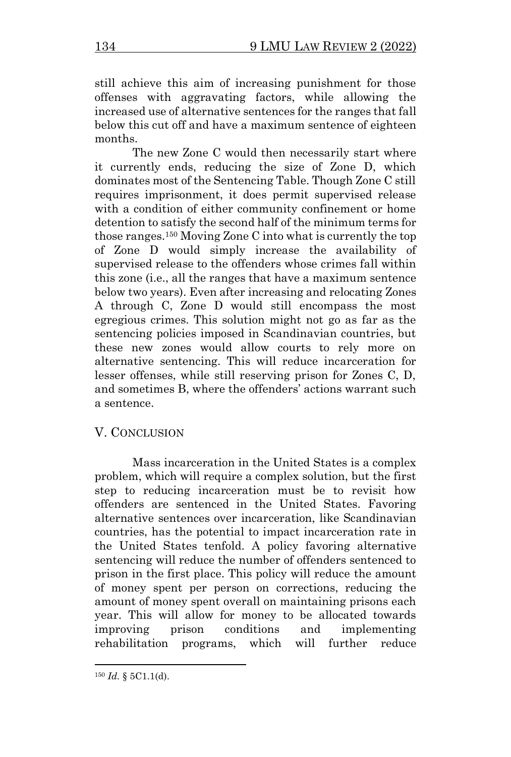still achieve this aim of increasing punishment for those offenses with aggravating factors, while allowing the increased use of alternative sentences for the ranges that fall below this cut off and have a maximum sentence of eighteen months.

The new Zone C would then necessarily start where it currently ends, reducing the size of Zone D, which dominates most of the Sentencing Table. Though Zone C still requires imprisonment, it does permit supervised release with a condition of either community confinement or home detention to satisfy the second half of the minimum terms for those ranges.[150] Moving Zone C into what is currently the top of Zone D would simply increase the availability of supervised release to the offenders whose crimes fall within this zone (i.e., all the ranges that have a maximum sentence below two years). Even after increasing and relocating Zones A through C, Zone D would still encompass the most egregious crimes. This solution might not go as far as the sentencing policies imposed in Scandinavian countries, but these new zones would allow courts to rely more on alternative sentencing. This will reduce incarceration for lesser offenses, while still reserving prison for Zones C, D, and sometimes B, where the offenders' actions warrant such a sentence.

## V. CONCLUSION

Mass incarceration in the United States is a complex problem, which will require a complex solution, but the first step to reducing incarceration must be to revisit how offenders are sentenced in the United States. Favoring alternative sentences over incarceration, like Scandinavian countries, has the potential to impact incarceration rate in the United States tenfold. A policy favoring alternative sentencing will reduce the number of offenders sentenced to prison in the first place. This policy will reduce the amount of money spent per person on corrections, reducing the amount of money spent overall on maintaining prisons each year. This will allow for money to be allocated towards improving prison conditions and implementing rehabilitation programs, which will further reduce

---

[150] *Id.* § 5C1.1(d).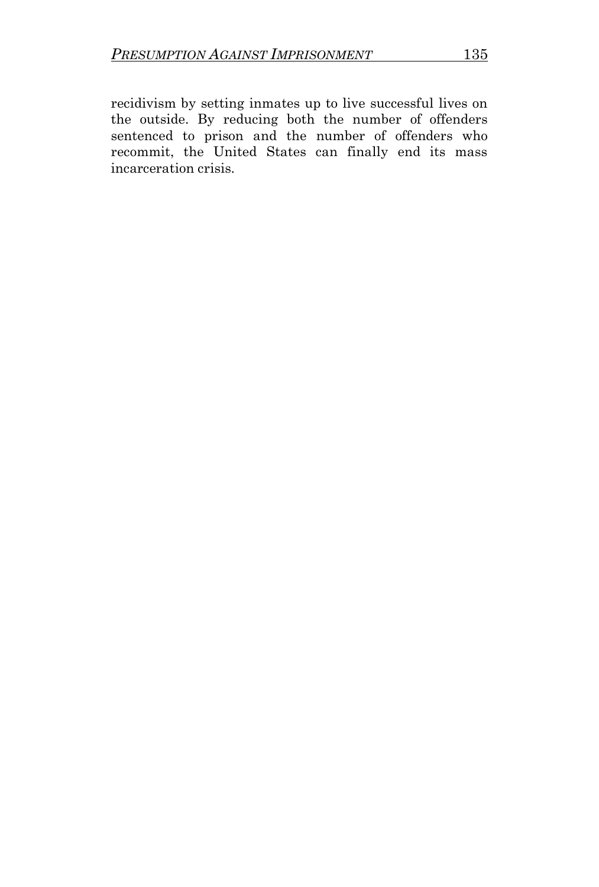recidivism by setting inmates up to live successful lives on the outside. By reducing both the number of offenders sentenced to prison and the number of offenders who recommit, the United States can finally end its mass incarceration crisis.